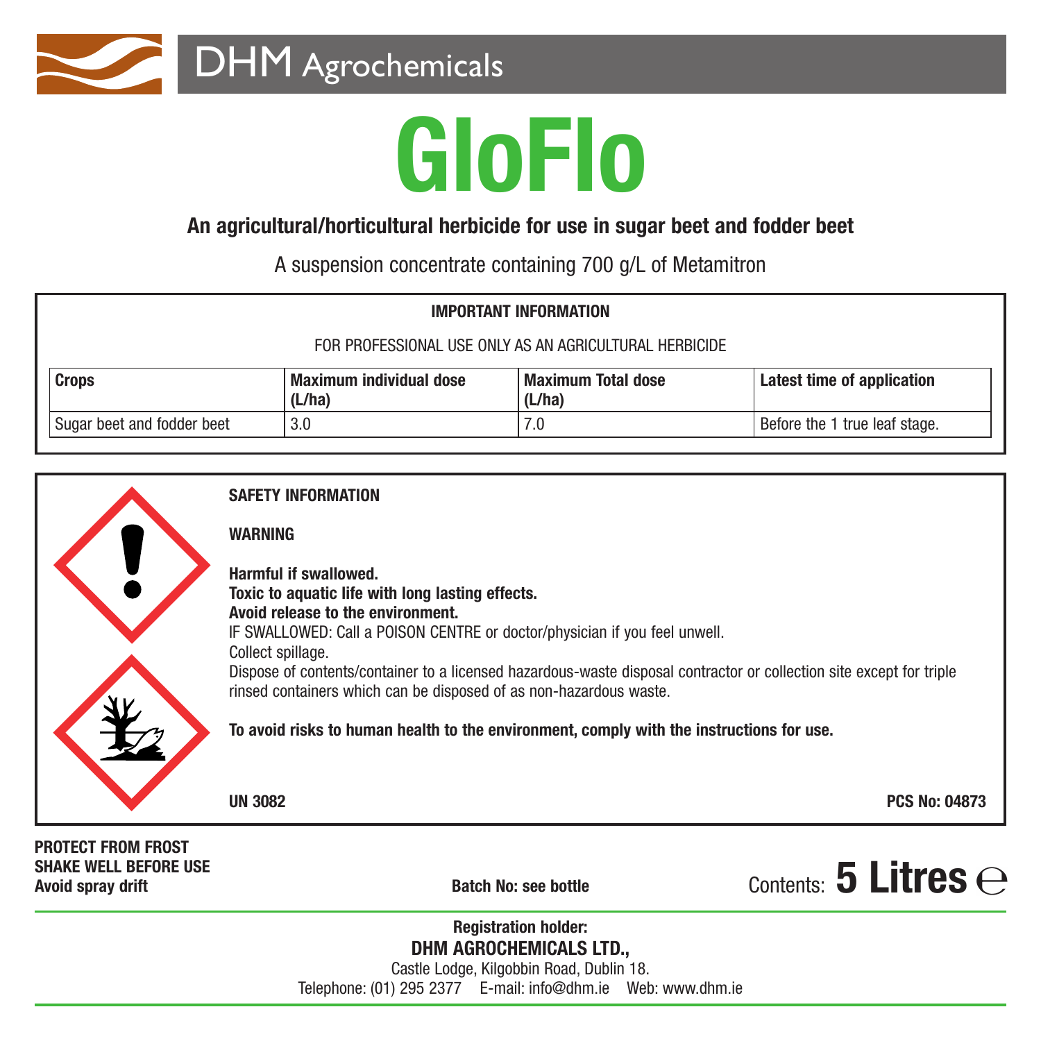DHM Agrochemicals

# GloFlo

**An agricultural/horticultural herbicide for use in sugar beet and fodder beet**

A suspension concentrate containing 700 g/L of Metamitron

**IMPORTANT INFORMATION**

FOR PROFESSIONAL USE ONLY AS AN AGRICULTURAL HERBICIDE

| Crops | Maximum individual dose (L/ha) | Maximum Total dose (L/ha) | Latest time of application |
|---|---|---|---|
| Sugar beet and fodder beet | 3.0 | 7.0 | Before the 1 true leaf stage. |

**SAFETY INFORMATION**

**WARNING**

**Harmful if swallowed.**
**Toxic to aquatic life with long lasting effects.**
**Avoid release to the environment.**
IF SWALLOWED: Call a POISON CENTRE or doctor/physician if you feel unwell.
Collect spillage.
Dispose of contents/container to a licensed hazardous-waste disposal contractor or collection site except for triple rinsed containers which can be disposed of as non-hazardous waste.

**To avoid risks to human health to the environment, comply with the instructions for use.**

**UN 3082**

**PCS No: 04873**

**PROTECT FROM FROST**
**SHAKE WELL BEFORE USE**
**Avoid spray drift**

**Batch No: see bottle**

Contents: **5 Litres** ℮

**Registration holder:**
**DHM AGROCHEMICALS LTD.,**
Castle Lodge, Kilgobbin Road, Dublin 18.
Telephone: (01) 295 2377 E-mail: info@dhm.ie Web: www.dhm.ie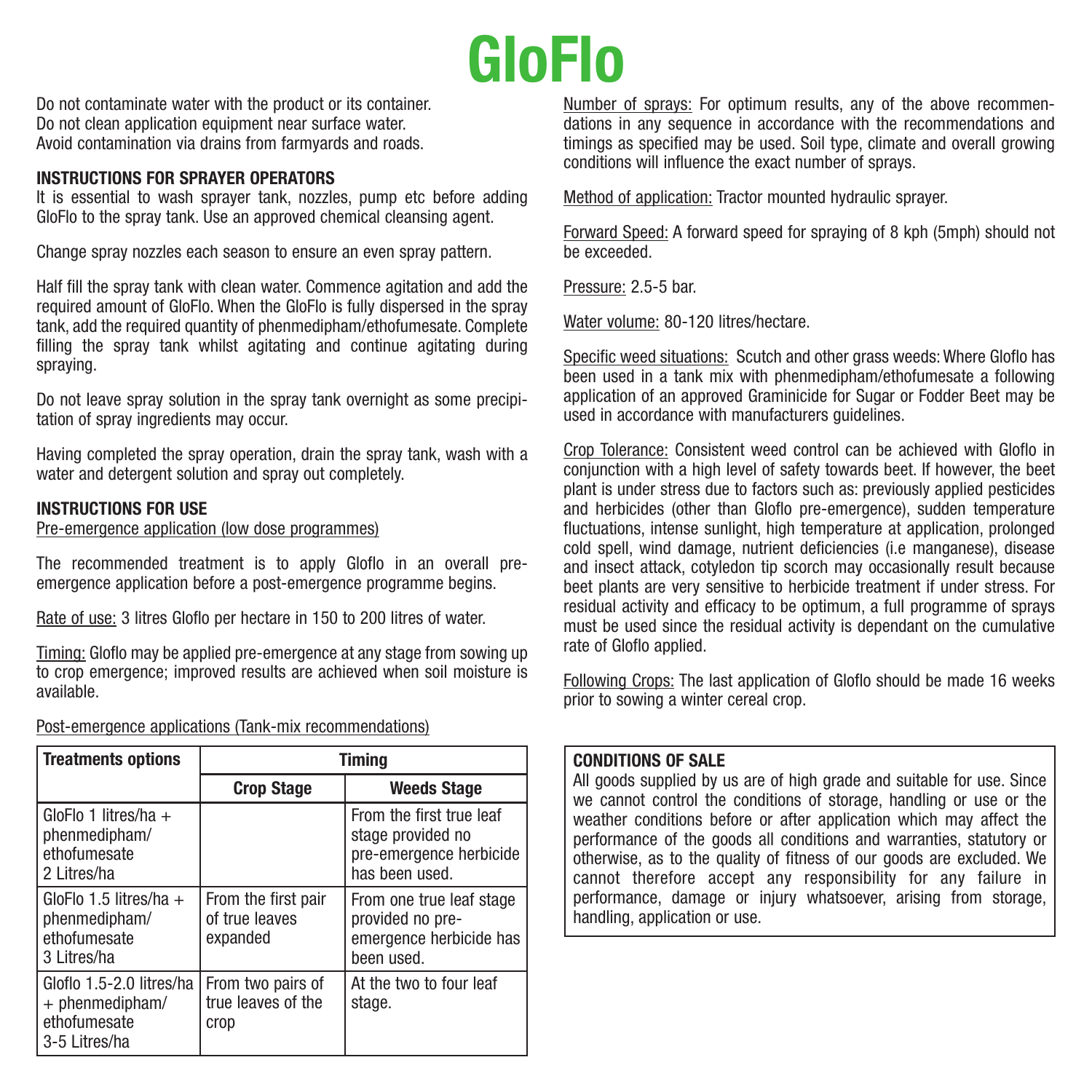# GloFlo

Do not contaminate water with the product or its container.
Do not clean application equipment near surface water.
Avoid contamination via drains from farmyards and roads.

**INSTRUCTIONS FOR SPRAYER OPERATORS**

It is essential to wash sprayer tank, nozzles, pump etc before adding GloFlo to the spray tank. Use an approved chemical cleansing agent.

Change spray nozzles each season to ensure an even spray pattern.

Half fill the spray tank with clean water. Commence agitation and add the required amount of GloFlo. When the GloFlo is fully dispersed in the spray tank, add the required quantity of phenmedipham/ethofumesate. Complete filling the spray tank whilst agitating and continue agitating during spraying.

Do not leave spray solution in the spray tank overnight as some precipitation of spray ingredients may occur.

Having completed the spray operation, drain the spray tank, wash with a water and detergent solution and spray out completely.

**INSTRUCTIONS FOR USE**

Pre-emergence application (low dose programmes)

The recommended treatment is to apply Gloflo in an overall pre-emergence application before a post-emergence programme begins.

Rate of use: 3 litres Gloflo per hectare in 150 to 200 litres of water.

Timing: Gloflo may be applied pre-emergence at any stage from sowing up to crop emergence; improved results are achieved when soil moisture is available.

Post-emergence applications (Tank-mix recommendations)

| Treatments options | Timing | |
|---|---|---|
| | **Crop Stage** | **Weeds Stage** |
| GloFlo 1 litres/ha + phenmedipham/ ethofumesate 2 Litres/ha | | From the first true leaf stage provided no pre-emergence herbicide has been used. |
| GloFlo 1.5 litres/ha + phenmedipham/ ethofumesate 3 Litres/ha | From the first pair of true leaves expanded | From one true leaf stage provided no pre-emergence herbicide has been used. |
| Gloflo 1.5-2.0 litres/ha + phenmedipham/ ethofumesate 3-5 Litres/ha | From two pairs of true leaves of the crop | At the two to four leaf stage. |

Number of sprays: For optimum results, any of the above recommendations in any sequence in accordance with the recommendations and timings as specified may be used. Soil type, climate and overall growing conditions will influence the exact number of sprays.

Method of application: Tractor mounted hydraulic sprayer.

Forward Speed: A forward speed for spraying of 8 kph (5mph) should not be exceeded.

Pressure: 2.5-5 bar.

Water volume: 80-120 litres/hectare.

Specific weed situations: Scutch and other grass weeds: Where Gloflo has been used in a tank mix with phenmedipham/ethofumesate a following application of an approved Graminicide for Sugar or Fodder Beet may be used in accordance with manufacturers guidelines.

Crop Tolerance: Consistent weed control can be achieved with Gloflo in conjunction with a high level of safety towards beet. If however, the beet plant is under stress due to factors such as: previously applied pesticides and herbicides (other than Gloflo pre-emergence), sudden temperature fluctuations, intense sunlight, high temperature at application, prolonged cold spell, wind damage, nutrient deficiencies (i.e manganese), disease and insect attack, cotyledon tip scorch may occasionally result because beet plants are very sensitive to herbicide treatment if under stress. For residual activity and efficacy to be optimum, a full programme of sprays must be used since the residual activity is dependant on the cumulative rate of Gloflo applied.

Following Crops: The last application of Gloflo should be made 16 weeks prior to sowing a winter cereal crop.

**CONDITIONS OF SALE**

All goods supplied by us are of high grade and suitable for use. Since we cannot control the conditions of storage, handling or use or the weather conditions before or after application which may affect the performance of the goods all conditions and warranties, statutory or otherwise, as to the quality of fitness of our goods are excluded. We cannot therefore accept any responsibility for any failure in performance, damage or injury whatsoever, arising from storage, handling, application or use.